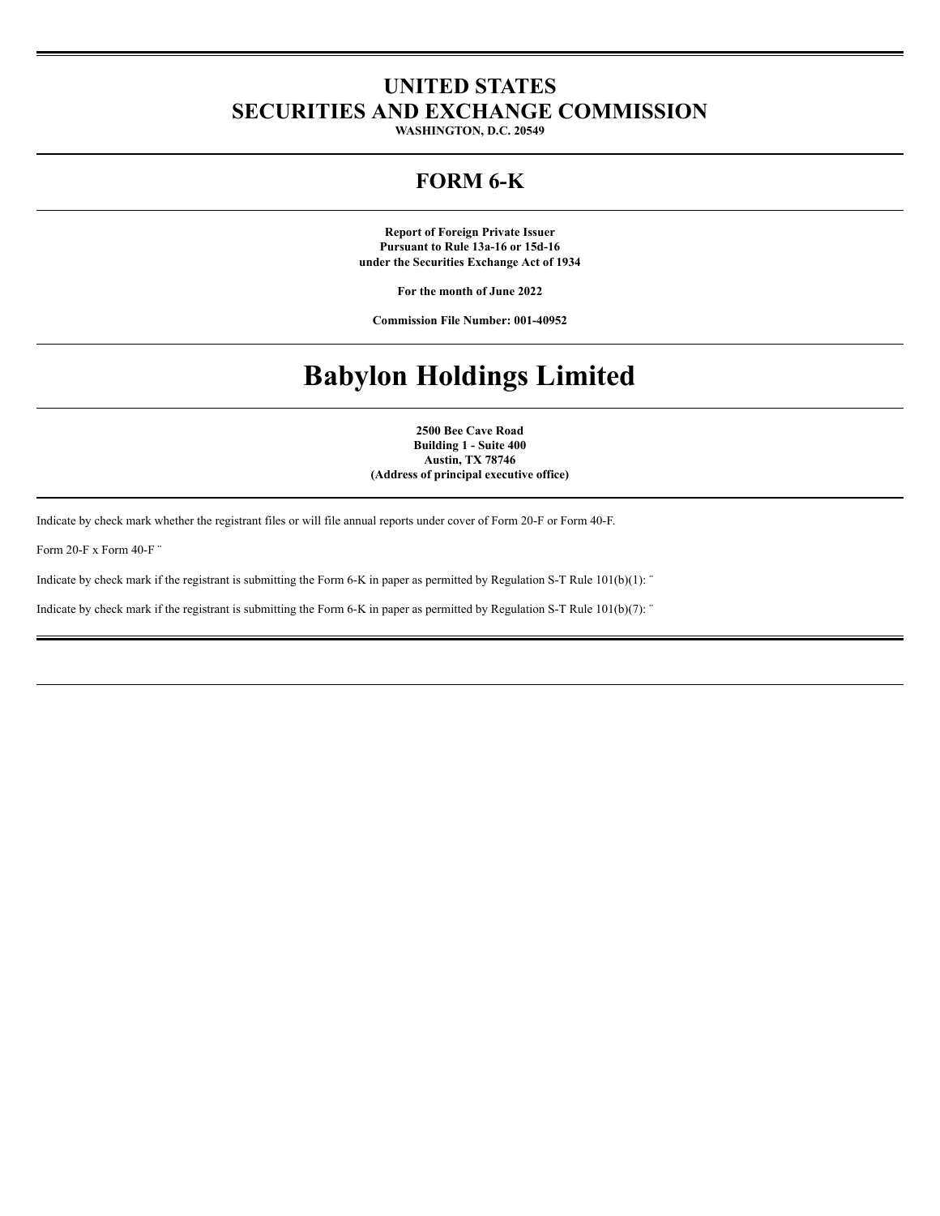# UNITED STATES
# SECURITIES AND EXCHANGE COMMISSION

**WASHINGTON, D.C. 20549**

## FORM 6-K

**Report of Foreign Private Issuer**
**Pursuant to Rule 13a-16 or 15d-16**
**under the Securities Exchange Act of 1934**

**For the month of June 2022**

**Commission File Number: 001-40952**

# Babylon Holdings Limited

**2500 Bee Cave Road**
**Building 1 - Suite 400**
**Austin, TX 78746**
**(Address of principal executive office)**

Indicate by check mark whether the registrant files or will file annual reports under cover of Form 20-F or Form 40-F.

Form 20-F x Form 40-F ¨

Indicate by check mark if the registrant is submitting the Form 6-K in paper as permitted by Regulation S-T Rule 101(b)(1): ¨

Indicate by check mark if the registrant is submitting the Form 6-K in paper as permitted by Regulation S-T Rule 101(b)(7): ¨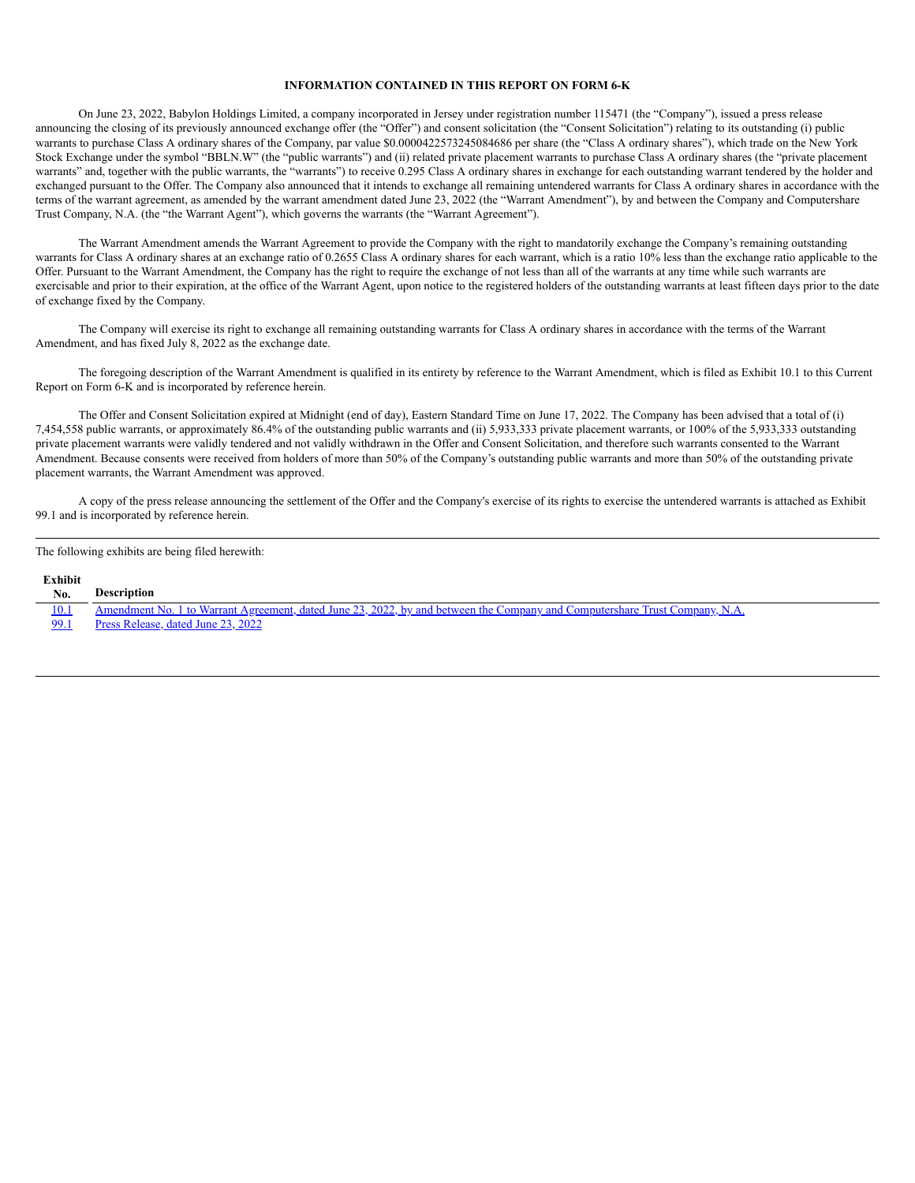**INFORMATION CONTAINED IN THIS REPORT ON FORM 6-K**

On June 23, 2022, Babylon Holdings Limited, a company incorporated in Jersey under registration number 115471 (the "Company"), issued a press release announcing the closing of its previously announced exchange offer (the "Offer") and consent solicitation (the "Consent Solicitation") relating to its outstanding (i) public warrants to purchase Class A ordinary shares of the Company, par value $0.0000422573245084686 per share (the "Class A ordinary shares"), which trade on the New York Stock Exchange under the symbol "BBLN.W" (the "public warrants") and (ii) related private placement warrants to purchase Class A ordinary shares (the "private placement warrants" and, together with the public warrants, the "warrants") to receive 0.295 Class A ordinary shares in exchange for each outstanding warrant tendered by the holder and exchanged pursuant to the Offer. The Company also announced that it intends to exchange all remaining untendered warrants for Class A ordinary shares in accordance with the terms of the warrant agreement, as amended by the warrant amendment dated June 23, 2022 (the "Warrant Amendment"), by and between the Company and Computershare Trust Company, N.A. (the "the Warrant Agent"), which governs the warrants (the "Warrant Agreement").

The Warrant Amendment amends the Warrant Agreement to provide the Company with the right to mandatorily exchange the Company's remaining outstanding warrants for Class A ordinary shares at an exchange ratio of 0.2655 Class A ordinary shares for each warrant, which is a ratio 10% less than the exchange ratio applicable to the Offer. Pursuant to the Warrant Amendment, the Company has the right to require the exchange of not less than all of the warrants at any time while such warrants are exercisable and prior to their expiration, at the office of the Warrant Agent, upon notice to the registered holders of the outstanding warrants at least fifteen days prior to the date of exchange fixed by the Company.

The Company will exercise its right to exchange all remaining outstanding warrants for Class A ordinary shares in accordance with the terms of the Warrant Amendment, and has fixed July 8, 2022 as the exchange date.

The foregoing description of the Warrant Amendment is qualified in its entirety by reference to the Warrant Amendment, which is filed as Exhibit 10.1 to this Current Report on Form 6-K and is incorporated by reference herein.

The Offer and Consent Solicitation expired at Midnight (end of day), Eastern Standard Time on June 17, 2022. The Company has been advised that a total of (i) 7,454,558 public warrants, or approximately 86.4% of the outstanding public warrants and (ii) 5,933,333 private placement warrants, or 100% of the 5,933,333 outstanding private placement warrants were validly tendered and not validly withdrawn in the Offer and Consent Solicitation, and therefore such warrants consented to the Warrant Amendment. Because consents were received from holders of more than 50% of the Company's outstanding public warrants and more than 50% of the outstanding private placement warrants, the Warrant Amendment was approved.

A copy of the press release announcing the settlement of the Offer and the Company's exercise of its rights to exercise the untendered warrants is attached as Exhibit 99.1 and is incorporated by reference herein.

The following exhibits are being filed herewith:

| Exhibit No. | Description |
|---|---|
| 10.1 | Amendment No. 1 to Warrant Agreement, dated June 23, 2022, by and between the Company and Computershare Trust Company, N.A. |
| 99.1 | Press Release, dated June 23, 2022 |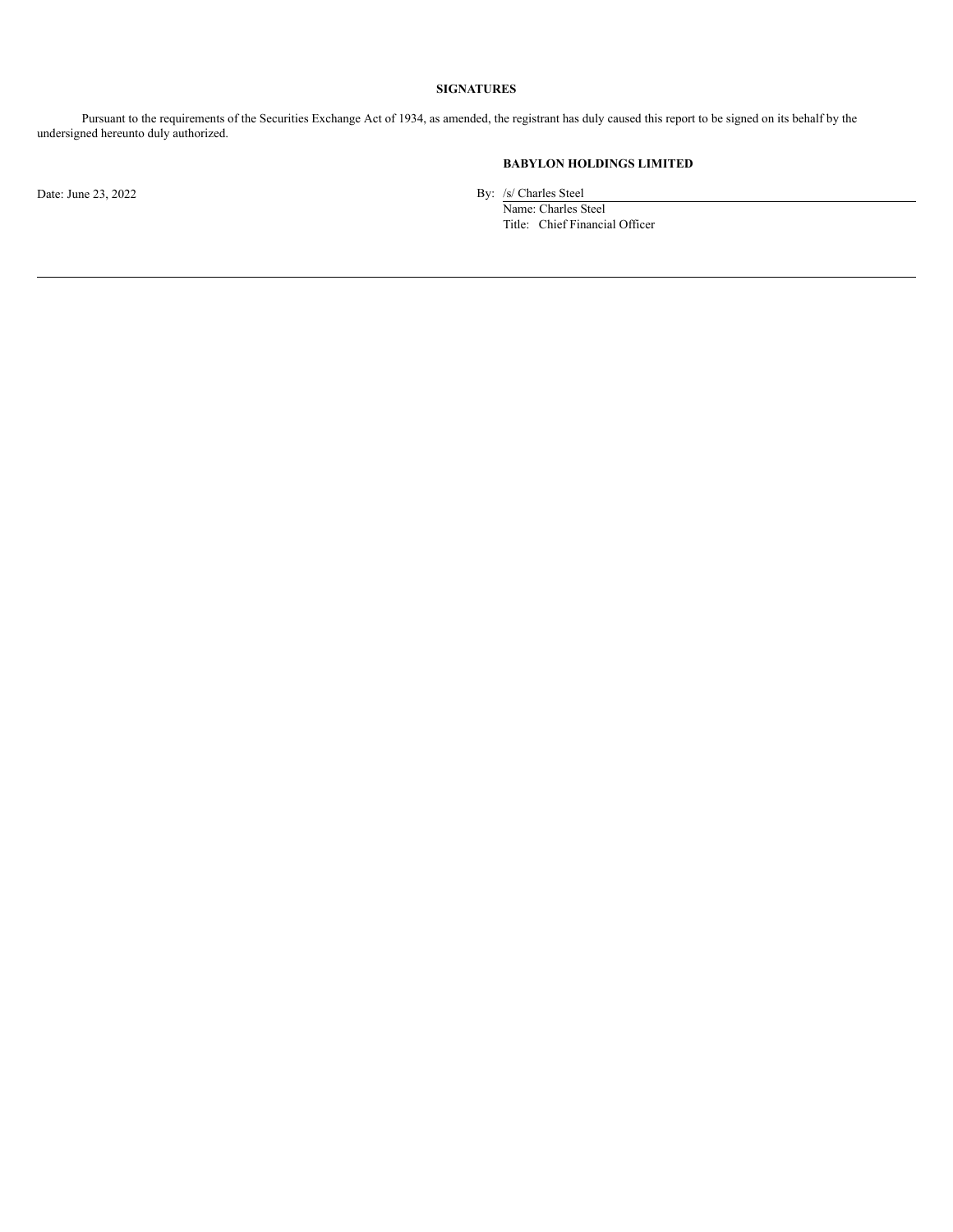**SIGNATURES**

Pursuant to the requirements of the Securities Exchange Act of 1934, as amended, the registrant has duly caused this report to be signed on its behalf by the undersigned hereunto duly authorized.

**BABYLON HOLDINGS LIMITED**

Date: June 23, 2022

By: /s/ Charles Steel  
Name: Charles Steel  
Title: Chief Financial Officer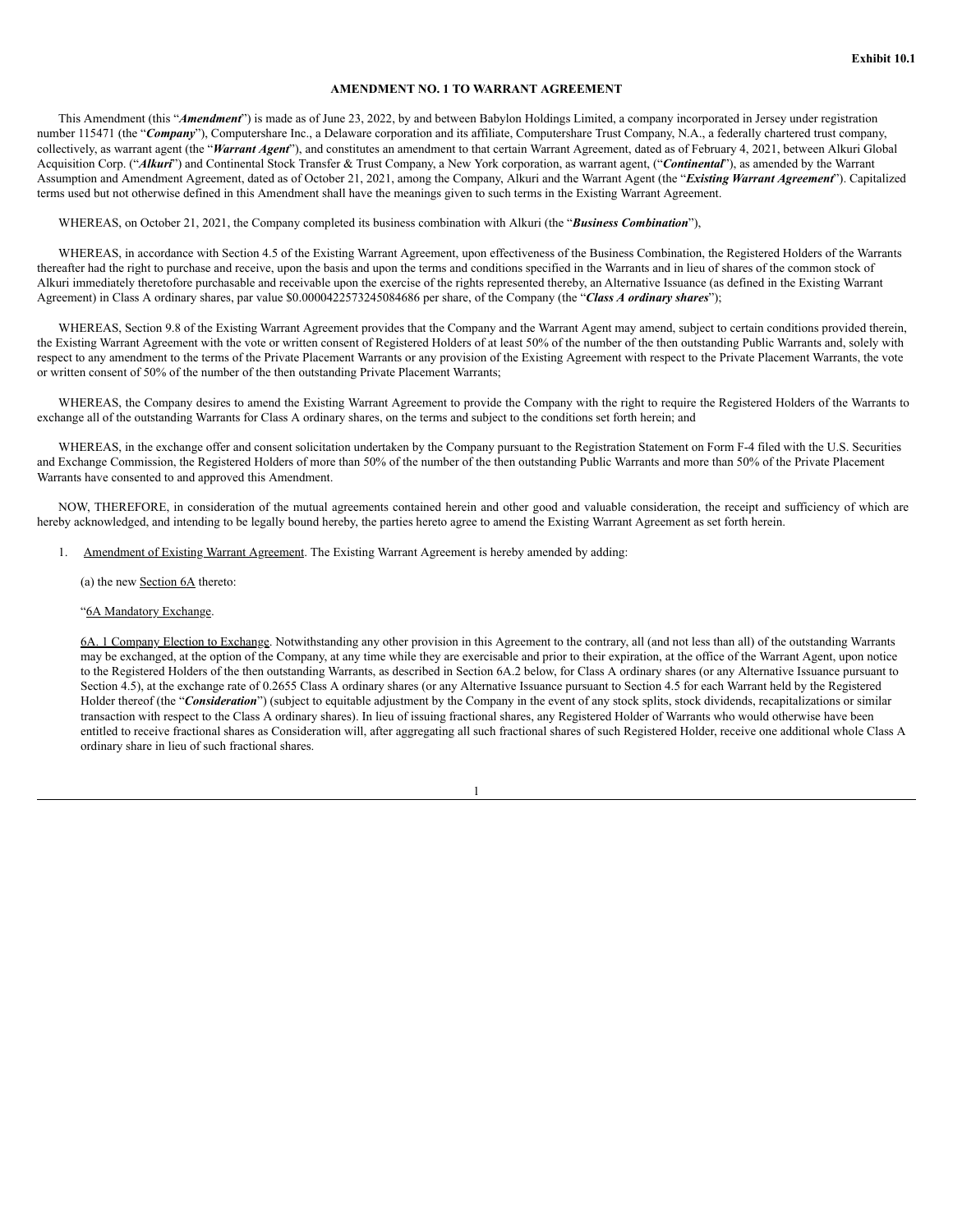**Exhibit 10.1**

**AMENDMENT NO. 1 TO WARRANT AGREEMENT**

This Amendment (this "***Amendment***") is made as of June 23, 2022, by and between Babylon Holdings Limited, a company incorporated in Jersey under registration number 115471 (the "***Company***"), Computershare Inc., a Delaware corporation and its affiliate, Computershare Trust Company, N.A., a federally chartered trust company, collectively, as warrant agent (the "***Warrant Agent***"), and constitutes an amendment to that certain Warrant Agreement, dated as of February 4, 2021, between Alkuri Global Acquisition Corp. ("***Alkuri***") and Continental Stock Transfer & Trust Company, a New York corporation, as warrant agent, ("***Continental***"), as amended by the Warrant Assumption and Amendment Agreement, dated as of October 21, 2021, among the Company, Alkuri and the Warrant Agent (the "***Existing Warrant Agreement***"). Capitalized terms used but not otherwise defined in this Amendment shall have the meanings given to such terms in the Existing Warrant Agreement.

WHEREAS, on October 21, 2021, the Company completed its business combination with Alkuri (the "***Business Combination***"),

WHEREAS, in accordance with Section 4.5 of the Existing Warrant Agreement, upon effectiveness of the Business Combination, the Registered Holders of the Warrants thereafter had the right to purchase and receive, upon the basis and upon the terms and conditions specified in the Warrants and in lieu of shares of the common stock of Alkuri immediately theretofore purchasable and receivable upon the exercise of the rights represented thereby, an Alternative Issuance (as defined in the Existing Warrant Agreement) in Class A ordinary shares, par value $0.0000422573245084686 per share, of the Company (the "***Class A ordinary shares***");

WHEREAS, Section 9.8 of the Existing Warrant Agreement provides that the Company and the Warrant Agent may amend, subject to certain conditions provided therein, the Existing Warrant Agreement with the vote or written consent of Registered Holders of at least 50% of the number of the then outstanding Public Warrants and, solely with respect to any amendment to the terms of the Private Placement Warrants or any provision of the Existing Agreement with respect to the Private Placement Warrants, the vote or written consent of 50% of the number of the then outstanding Private Placement Warrants;

WHEREAS, the Company desires to amend the Existing Warrant Agreement to provide the Company with the right to require the Registered Holders of the Warrants to exchange all of the outstanding Warrants for Class A ordinary shares, on the terms and subject to the conditions set forth herein; and

WHEREAS, in the exchange offer and consent solicitation undertaken by the Company pursuant to the Registration Statement on Form F-4 filed with the U.S. Securities and Exchange Commission, the Registered Holders of more than 50% of the number of the then outstanding Public Warrants and more than 50% of the Private Placement Warrants have consented to and approved this Amendment.

NOW, THEREFORE, in consideration of the mutual agreements contained herein and other good and valuable consideration, the receipt and sufficiency of which are hereby acknowledged, and intending to be legally bound hereby, the parties hereto agree to amend the Existing Warrant Agreement as set forth herein.

1. Amendment of Existing Warrant Agreement. The Existing Warrant Agreement is hereby amended by adding:

(a) the new Section 6A thereto:

"6A Mandatory Exchange.

6A. 1 Company Election to Exchange. Notwithstanding any other provision in this Agreement to the contrary, all (and not less than all) of the outstanding Warrants may be exchanged, at the option of the Company, at any time while they are exercisable and prior to their expiration, at the office of the Warrant Agent, upon notice to the Registered Holders of the then outstanding Warrants, as described in Section 6A.2 below, for Class A ordinary shares (or any Alternative Issuance pursuant to Section 4.5), at the exchange rate of 0.2655 Class A ordinary shares (or any Alternative Issuance pursuant to Section 4.5 for each Warrant held by the Registered Holder thereof (the "***Consideration***") (subject to equitable adjustment by the Company in the event of any stock splits, stock dividends, recapitalizations or similar transaction with respect to the Class A ordinary shares). In lieu of issuing fractional shares, any Registered Holder of Warrants who would otherwise have been entitled to receive fractional shares as Consideration will, after aggregating all such fractional shares of such Registered Holder, receive one additional whole Class A ordinary share in lieu of such fractional shares.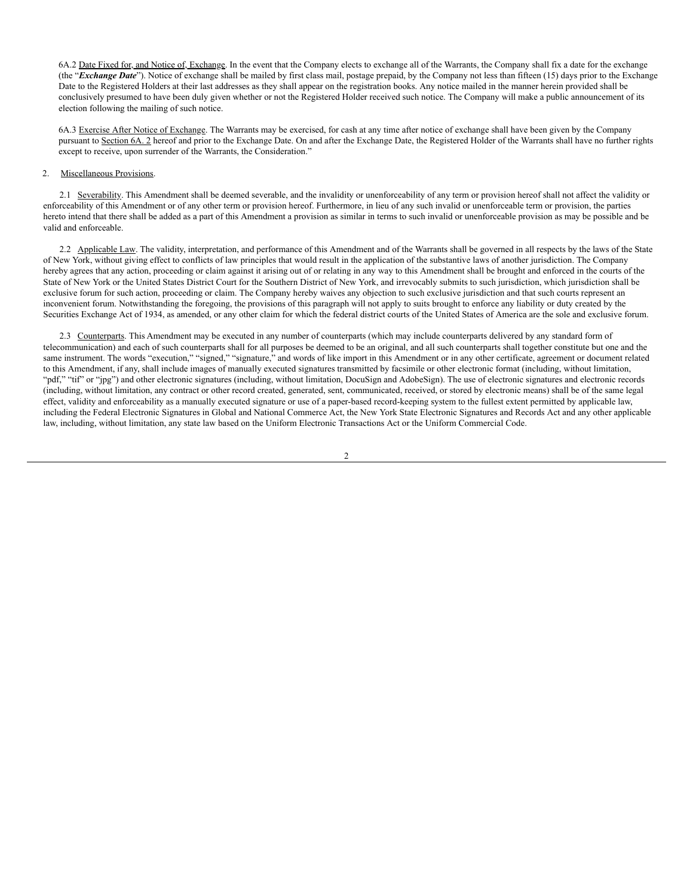6A.2 Date Fixed for, and Notice of, Exchange. In the event that the Company elects to exchange all of the Warrants, the Company shall fix a date for the exchange (the "***Exchange Date***"). Notice of exchange shall be mailed by first class mail, postage prepaid, by the Company not less than fifteen (15) days prior to the Exchange Date to the Registered Holders at their last addresses as they shall appear on the registration books. Any notice mailed in the manner herein provided shall be conclusively presumed to have been duly given whether or not the Registered Holder received such notice. The Company will make a public announcement of its election following the mailing of such notice.

6A.3 Exercise After Notice of Exchange. The Warrants may be exercised, for cash at any time after notice of exchange shall have been given by the Company pursuant to Section 6A. 2 hereof and prior to the Exchange Date. On and after the Exchange Date, the Registered Holder of the Warrants shall have no further rights except to receive, upon surrender of the Warrants, the Consideration."

2. Miscellaneous Provisions.

2.1 Severability. This Amendment shall be deemed severable, and the invalidity or unenforceability of any term or provision hereof shall not affect the validity or enforceability of this Amendment or of any other term or provision hereof. Furthermore, in lieu of any such invalid or unenforceable term or provision, the parties hereto intend that there shall be added as a part of this Amendment a provision as similar in terms to such invalid or unenforceable provision as may be possible and be valid and enforceable.

2.2 Applicable Law. The validity, interpretation, and performance of this Amendment and of the Warrants shall be governed in all respects by the laws of the State of New York, without giving effect to conflicts of law principles that would result in the application of the substantive laws of another jurisdiction. The Company hereby agrees that any action, proceeding or claim against it arising out of or relating in any way to this Amendment shall be brought and enforced in the courts of the State of New York or the United States District Court for the Southern District of New York, and irrevocably submits to such jurisdiction, which jurisdiction shall be exclusive forum for such action, proceeding or claim. The Company hereby waives any objection to such exclusive jurisdiction and that such courts represent an inconvenient forum. Notwithstanding the foregoing, the provisions of this paragraph will not apply to suits brought to enforce any liability or duty created by the Securities Exchange Act of 1934, as amended, or any other claim for which the federal district courts of the United States of America are the sole and exclusive forum.

2.3 Counterparts. This Amendment may be executed in any number of counterparts (which may include counterparts delivered by any standard form of telecommunication) and each of such counterparts shall for all purposes be deemed to be an original, and all such counterparts shall together constitute but one and the same instrument. The words "execution," "signed," "signature," and words of like import in this Amendment or in any other certificate, agreement or document related to this Amendment, if any, shall include images of manually executed signatures transmitted by facsimile or other electronic format (including, without limitation, "pdf," "tif" or "jpg") and other electronic signatures (including, without limitation, DocuSign and AdobeSign). The use of electronic signatures and electronic records (including, without limitation, any contract or other record created, generated, sent, communicated, received, or stored by electronic means) shall be of the same legal effect, validity and enforceability as a manually executed signature or use of a paper-based record-keeping system to the fullest extent permitted by applicable law, including the Federal Electronic Signatures in Global and National Commerce Act, the New York State Electronic Signatures and Records Act and any other applicable law, including, without limitation, any state law based on the Uniform Electronic Transactions Act or the Uniform Commercial Code.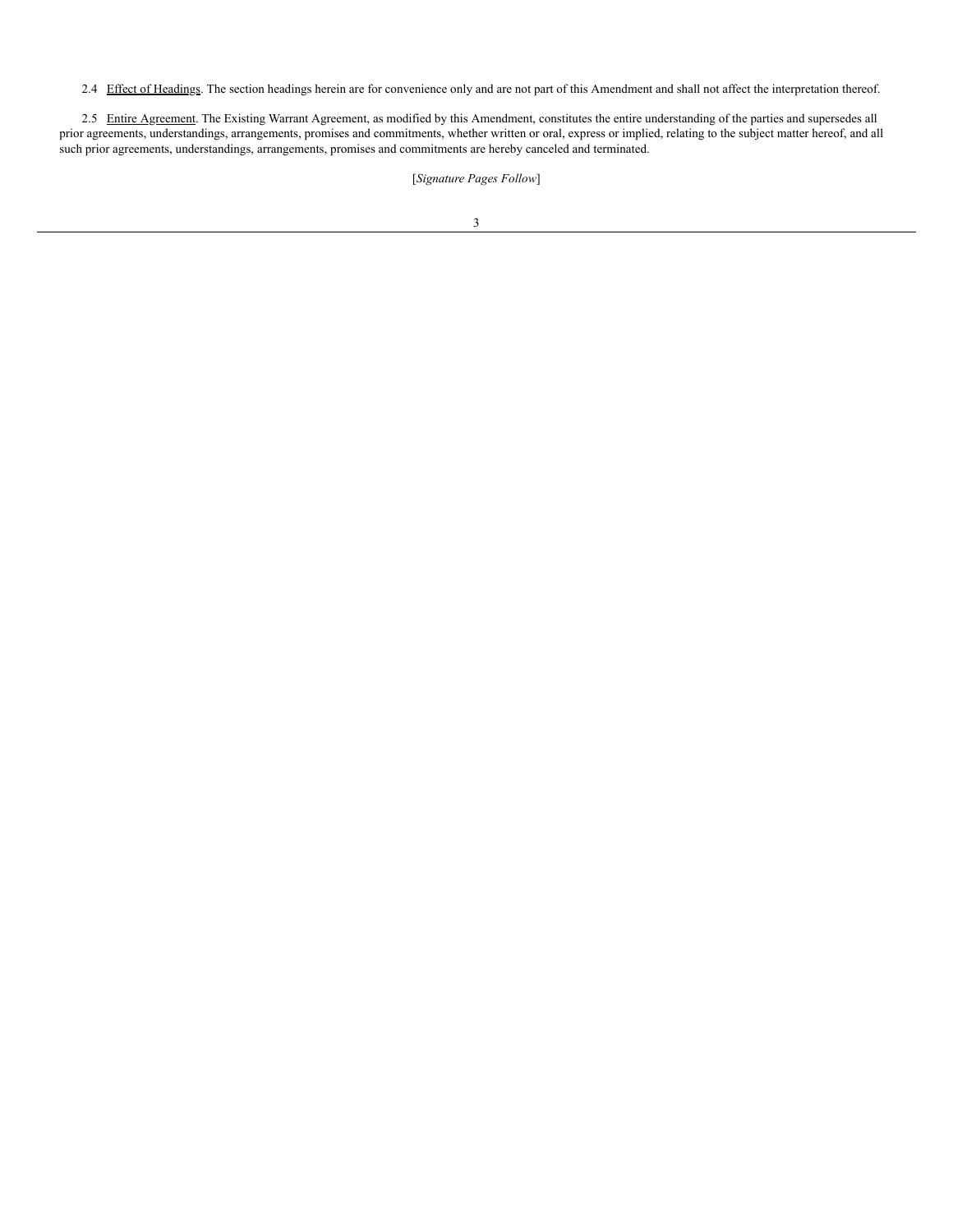2.4 Effect of Headings. The section headings herein are for convenience only and are not part of this Amendment and shall not affect the interpretation thereof.

2.5 Entire Agreement. The Existing Warrant Agreement, as modified by this Amendment, constitutes the entire understanding of the parties and supersedes all prior agreements, understandings, arrangements, promises and commitments, whether written or oral, express or implied, relating to the subject matter hereof, and all such prior agreements, understandings, arrangements, promises and commitments are hereby canceled and terminated.

[*Signature Pages Follow*]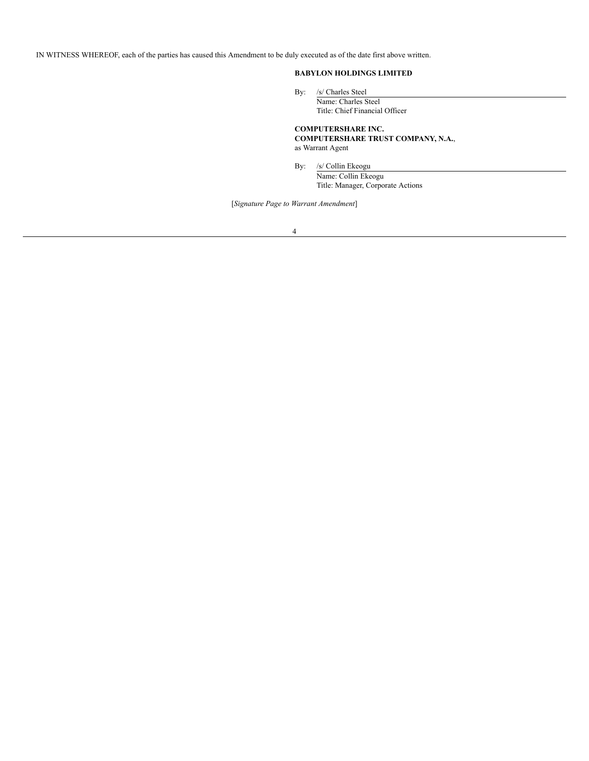IN WITNESS WHEREOF, each of the parties has caused this Amendment to be duly executed as of the date first above written.

**BABYLON HOLDINGS LIMITED**

By: /s/ Charles Steel
Name: Charles Steel
Title: Chief Financial Officer

**COMPUTERSHARE INC.**
**COMPUTERSHARE TRUST COMPANY, N.A.**,
as Warrant Agent

By: /s/ Collin Ekeogu
Name: Collin Ekeogu
Title: Manager, Corporate Actions

[*Signature Page to Warrant Amendment*]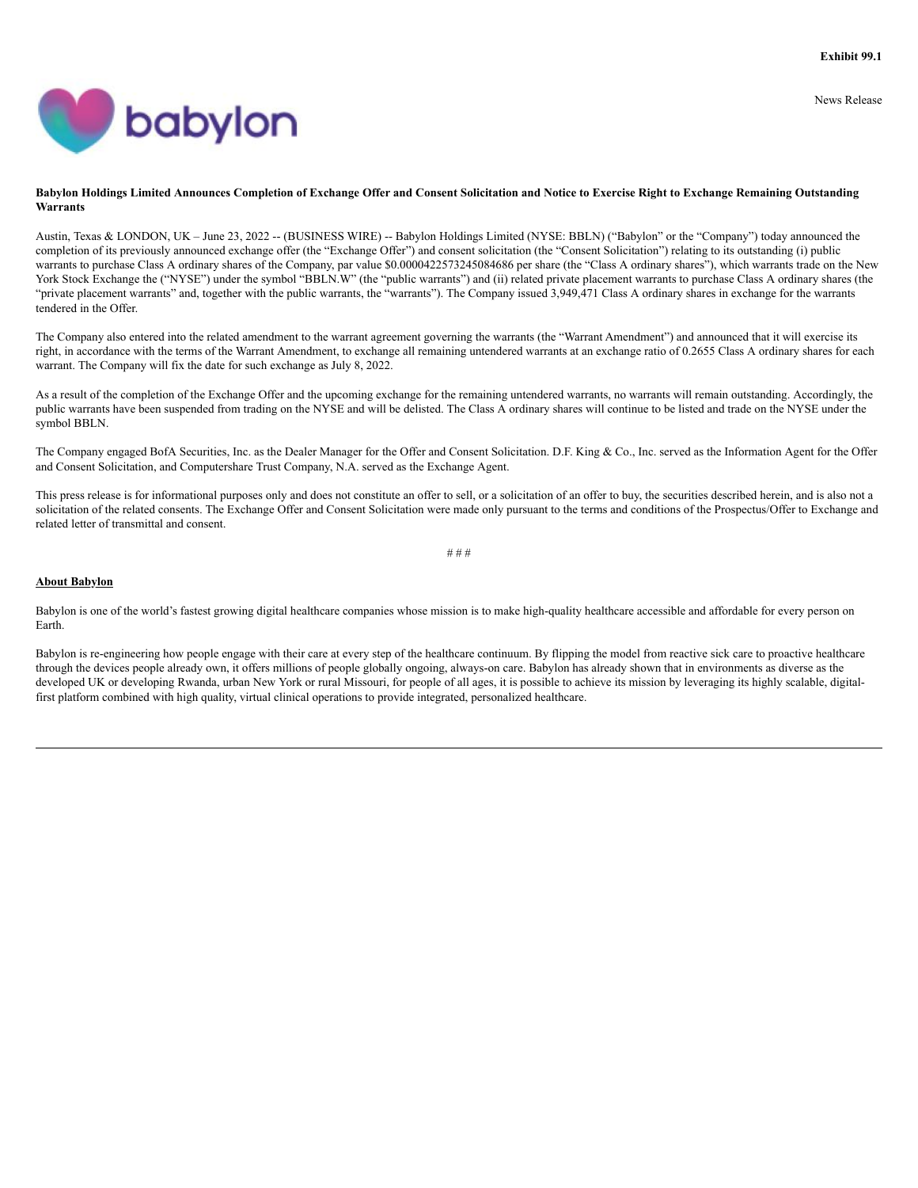**Exhibit 99.1**

News Release

**Babylon Holdings Limited Announces Completion of Exchange Offer and Consent Solicitation and Notice to Exercise Right to Exchange Remaining Outstanding Warrants**

Austin, Texas & LONDON, UK – June 23, 2022 -- (BUSINESS WIRE) -- Babylon Holdings Limited (NYSE: BBLN) ("Babylon" or the "Company") today announced the completion of its previously announced exchange offer (the "Exchange Offer") and consent solicitation (the "Consent Solicitation") relating to its outstanding (i) public warrants to purchase Class A ordinary shares of the Company, par value $0.0000422573245084686 per share (the "Class A ordinary shares"), which warrants trade on the New York Stock Exchange the ("NYSE") under the symbol "BBLN.W" (the "public warrants") and (ii) related private placement warrants to purchase Class A ordinary shares (the "private placement warrants" and, together with the public warrants, the "warrants"). The Company issued 3,949,471 Class A ordinary shares in exchange for the warrants tendered in the Offer.

The Company also entered into the related amendment to the warrant agreement governing the warrants (the "Warrant Amendment") and announced that it will exercise its right, in accordance with the terms of the Warrant Amendment, to exchange all remaining untendered warrants at an exchange ratio of 0.2655 Class A ordinary shares for each warrant. The Company will fix the date for such exchange as July 8, 2022.

As a result of the completion of the Exchange Offer and the upcoming exchange for the remaining untendered warrants, no warrants will remain outstanding. Accordingly, the public warrants have been suspended from trading on the NYSE and will be delisted. The Class A ordinary shares will continue to be listed and trade on the NYSE under the symbol BBLN.

The Company engaged BofA Securities, Inc. as the Dealer Manager for the Offer and Consent Solicitation. D.F. King & Co., Inc. served as the Information Agent for the Offer and Consent Solicitation, and Computershare Trust Company, N.A. served as the Exchange Agent.

This press release is for informational purposes only and does not constitute an offer to sell, or a solicitation of an offer to buy, the securities described herein, and is also not a solicitation of the related consents. The Exchange Offer and Consent Solicitation were made only pursuant to the terms and conditions of the Prospectus/Offer to Exchange and related letter of transmittal and consent.

# # #

**About Babylon**

Babylon is one of the world's fastest growing digital healthcare companies whose mission is to make high-quality healthcare accessible and affordable for every person on Earth.

Babylon is re-engineering how people engage with their care at every step of the healthcare continuum. By flipping the model from reactive sick care to proactive healthcare through the devices people already own, it offers millions of people globally ongoing, always-on care. Babylon has already shown that in environments as diverse as the developed UK or developing Rwanda, urban New York or rural Missouri, for people of all ages, it is possible to achieve its mission by leveraging its highly scalable, digital-first platform combined with high quality, virtual clinical operations to provide integrated, personalized healthcare.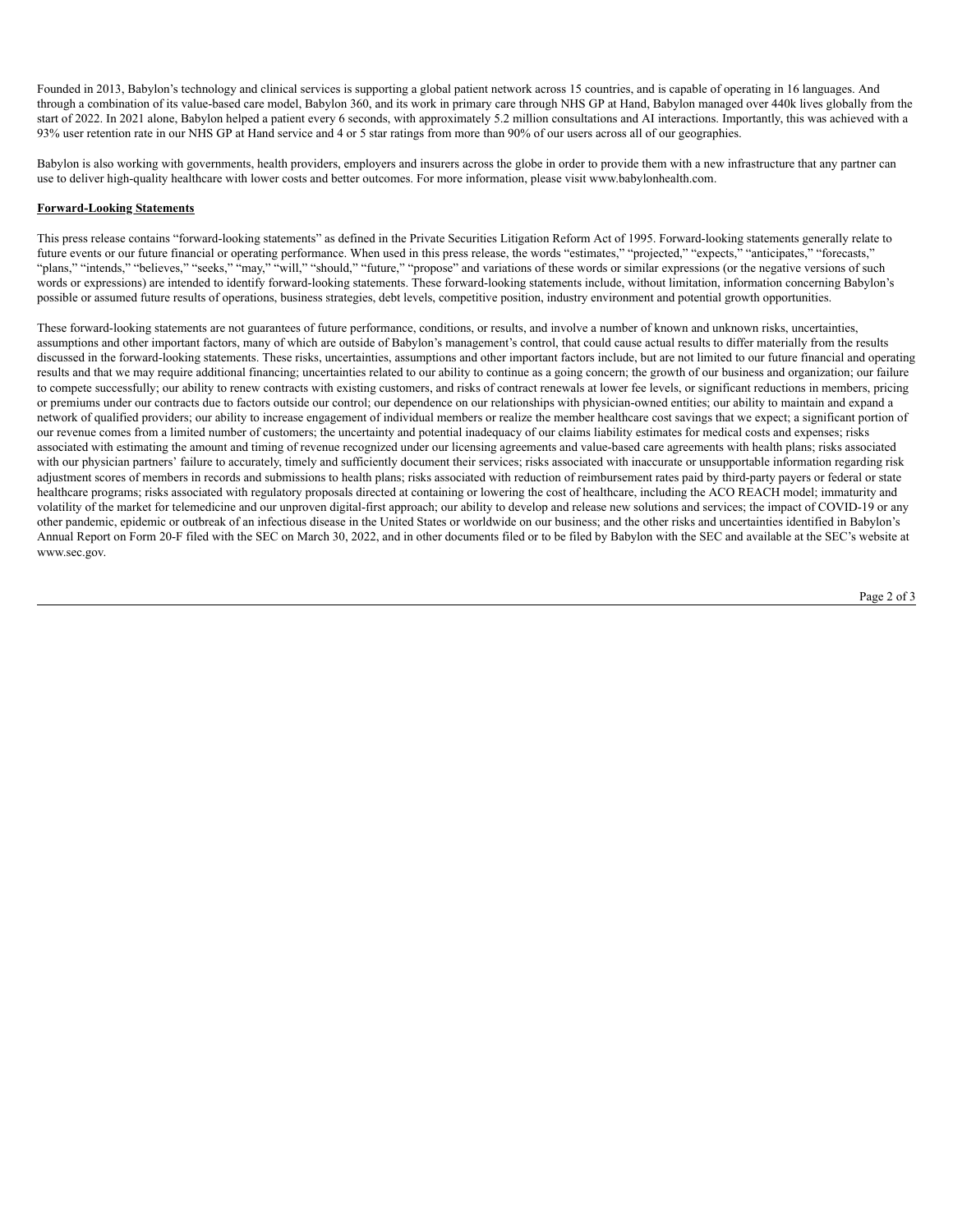Founded in 2013, Babylon's technology and clinical services is supporting a global patient network across 15 countries, and is capable of operating in 16 languages. And through a combination of its value-based care model, Babylon 360, and its work in primary care through NHS GP at Hand, Babylon managed over 440k lives globally from the start of 2022. In 2021 alone, Babylon helped a patient every 6 seconds, with approximately 5.2 million consultations and AI interactions. Importantly, this was achieved with a 93% user retention rate in our NHS GP at Hand service and 4 or 5 star ratings from more than 90% of our users across all of our geographies.

Babylon is also working with governments, health providers, employers and insurers across the globe in order to provide them with a new infrastructure that any partner can use to deliver high-quality healthcare with lower costs and better outcomes. For more information, please visit www.babylonhealth.com.

**Forward-Looking Statements**

This press release contains "forward-looking statements" as defined in the Private Securities Litigation Reform Act of 1995. Forward-looking statements generally relate to future events or our future financial or operating performance. When used in this press release, the words "estimates," "projected," "expects," "anticipates," "forecasts," "plans," "intends," "believes," "seeks," "may," "will," "should," "future," "propose" and variations of these words or similar expressions (or the negative versions of such words or expressions) are intended to identify forward-looking statements. These forward-looking statements include, without limitation, information concerning Babylon's possible or assumed future results of operations, business strategies, debt levels, competitive position, industry environment and potential growth opportunities.

These forward-looking statements are not guarantees of future performance, conditions, or results, and involve a number of known and unknown risks, uncertainties, assumptions and other important factors, many of which are outside of Babylon's management's control, that could cause actual results to differ materially from the results discussed in the forward-looking statements. These risks, uncertainties, assumptions and other important factors include, but are not limited to our future financial and operating results and that we may require additional financing; uncertainties related to our ability to continue as a going concern; the growth of our business and organization; our failure to compete successfully; our ability to renew contracts with existing customers, and risks of contract renewals at lower fee levels, or significant reductions in members, pricing or premiums under our contracts due to factors outside our control; our dependence on our relationships with physician-owned entities; our ability to maintain and expand a network of qualified providers; our ability to increase engagement of individual members or realize the member healthcare cost savings that we expect; a significant portion of our revenue comes from a limited number of customers; the uncertainty and potential inadequacy of our claims liability estimates for medical costs and expenses; risks associated with estimating the amount and timing of revenue recognized under our licensing agreements and value-based care agreements with health plans; risks associated with our physician partners' failure to accurately, timely and sufficiently document their services; risks associated with inaccurate or unsupportable information regarding risk adjustment scores of members in records and submissions to health plans; risks associated with reduction of reimbursement rates paid by third-party payers or federal or state healthcare programs; risks associated with regulatory proposals directed at containing or lowering the cost of healthcare, including the ACO REACH model; immaturity and volatility of the market for telemedicine and our unproven digital-first approach; our ability to develop and release new solutions and services; the impact of COVID-19 or any other pandemic, epidemic or outbreak of an infectious disease in the United States or worldwide on our business; and the other risks and uncertainties identified in Babylon's Annual Report on Form 20-F filed with the SEC on March 30, 2022, and in other documents filed or to be filed by Babylon with the SEC and available at the SEC's website at www.sec.gov.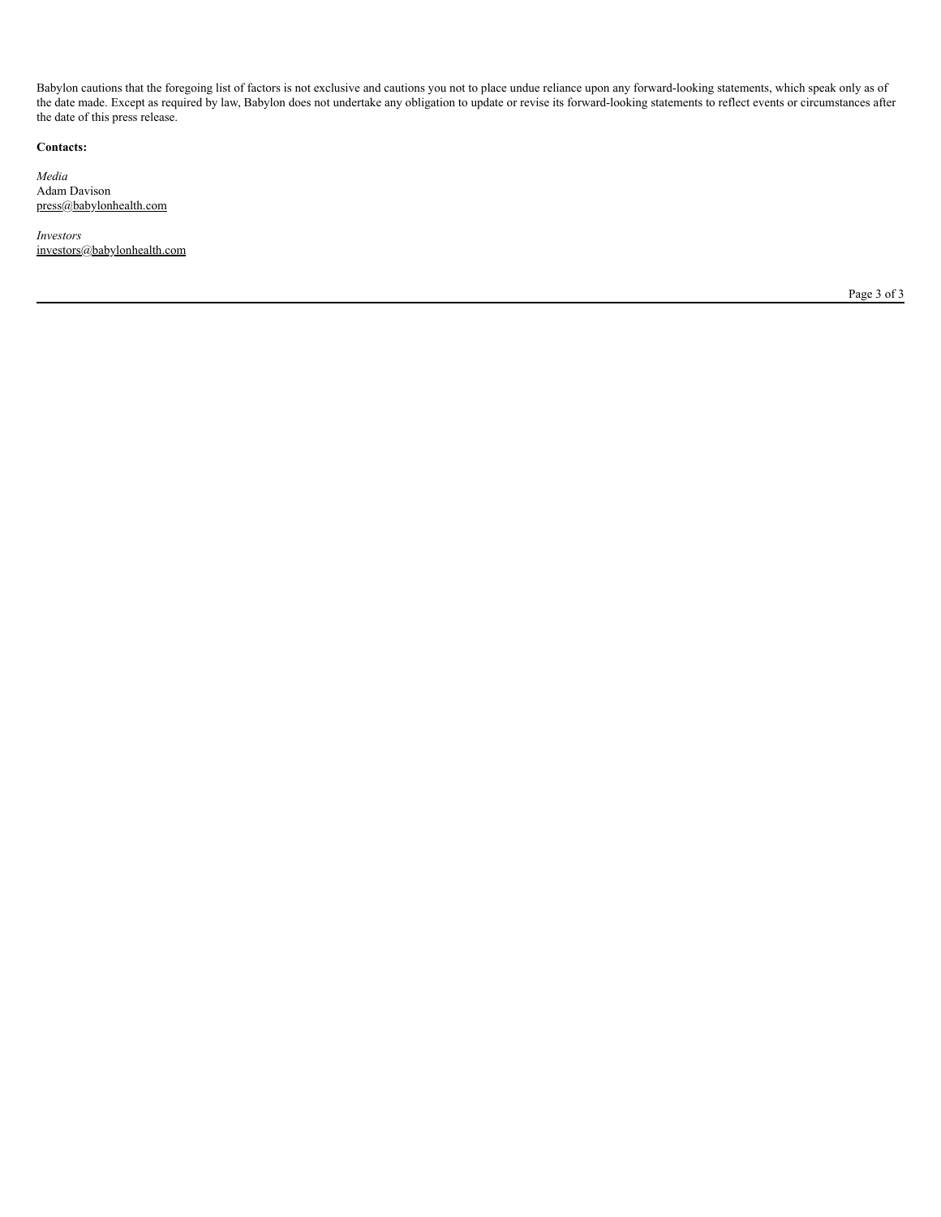Babylon cautions that the foregoing list of factors is not exclusive and cautions you not to place undue reliance upon any forward-looking statements, which speak only as of the date made. Except as required by law, Babylon does not undertake any obligation to update or revise its forward-looking statements to reflect events or circumstances after the date of this press release.

**Contacts:**

*Media*
Adam Davison
press@babylonhealth.com

*Investors*
investors@babylonhealth.com